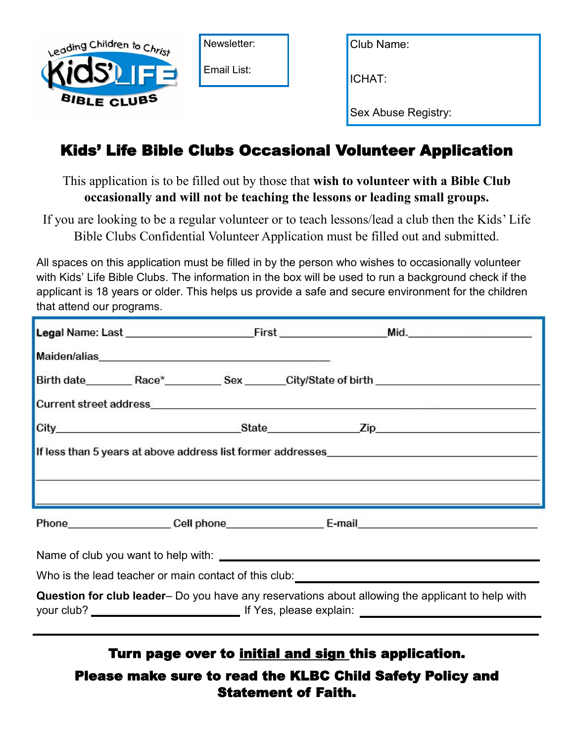Leading Children to Christ
Kids' Life
BIBLE CLUBS

Newsletter:

Email List:

Club Name:

ICHAT:

Sex Abuse Registry:

# Kids' Life Bible Clubs Occasional Volunteer Application

This application is to be filled out by those that **wish to volunteer with a Bible Club occasionally and will not be teaching the lessons or leading small groups.**

If you are looking to be a regular volunteer or to teach lessons/lead a club then the Kids' Life Bible Clubs Confidential Volunteer Application must be filled out and submitted.

All spaces on this application must be filled in by the person who wishes to occasionally volunteer with Kids' Life Bible Clubs. The information in the box will be used to run a background check if the applicant is 18 years or older. This helps us provide a safe and secure environment for the children that attend our programs.

**Legal** Name: Last ____________________ First ________________ Mid. ________________

Maiden/alias ____________________________________

Birth date ________ Race* _________ Sex _______ City/State of birth ______________________

Current street address ______________________________________________________________

City ____________________________ State ______________ Zip ______________________

If less than 5 years at above address list former addresses ____________________________

______________________________________________________________________________

______________________________________________________________________________

Phone ________________ Cell phone _______________ E-mail ____________________________

Name of club you want to help with: ____________________________________________

Who is the lead teacher or main contact of this club: ____________________________________

**Question for club leader**– Do you have any reservations about allowing the applicant to help with your club? ______________________ If Yes, please explain: ______________________

**Turn page over to <u>initial and sign</u> this application.**

**Please make sure to read the KLBC Child Safety Policy and Statement of Faith.**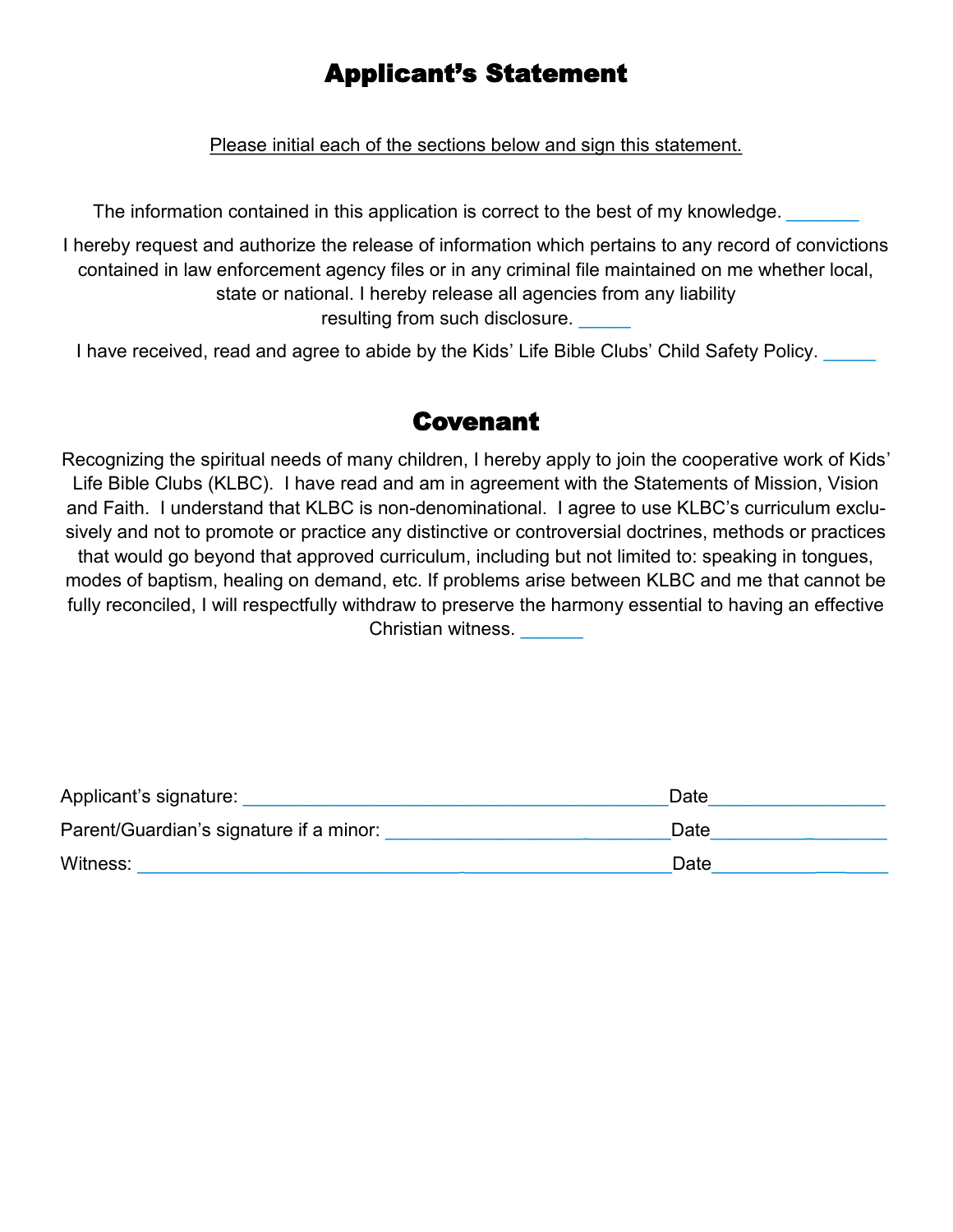# Applicant's Statement

Please initial each of the sections below and sign this statement.

The information contained in this application is correct to the best of my knowledge. _______

I hereby request and authorize the release of information which pertains to any record of convictions contained in law enforcement agency files or in any criminal file maintained on me whether local, state or national. I hereby release all agencies from any liability resulting from such disclosure. _____

I have received, read and agree to abide by the Kids' Life Bible Clubs' Child Safety Policy. _____

# Covenant

Recognizing the spiritual needs of many children, I hereby apply to join the cooperative work of Kids' Life Bible Clubs (KLBC). I have read and am in agreement with the Statements of Mission, Vision and Faith. I understand that KLBC is non-denominational. I agree to use KLBC's curriculum exclusively and not to promote or practice any distinctive or controversial doctrines, methods or practices that would go beyond that approved curriculum, including but not limited to: speaking in tongues, modes of baptism, healing on demand, etc. If problems arise between KLBC and me that cannot be fully reconciled, I will respectfully withdraw to preserve the harmony essential to having an effective Christian witness. ______

Applicant's signature: __________________________________________ Date_________________

Parent/Guardian's signature if a minor: ____________________________ Date_________________

Witness: _____________________________________________________ Date_________________